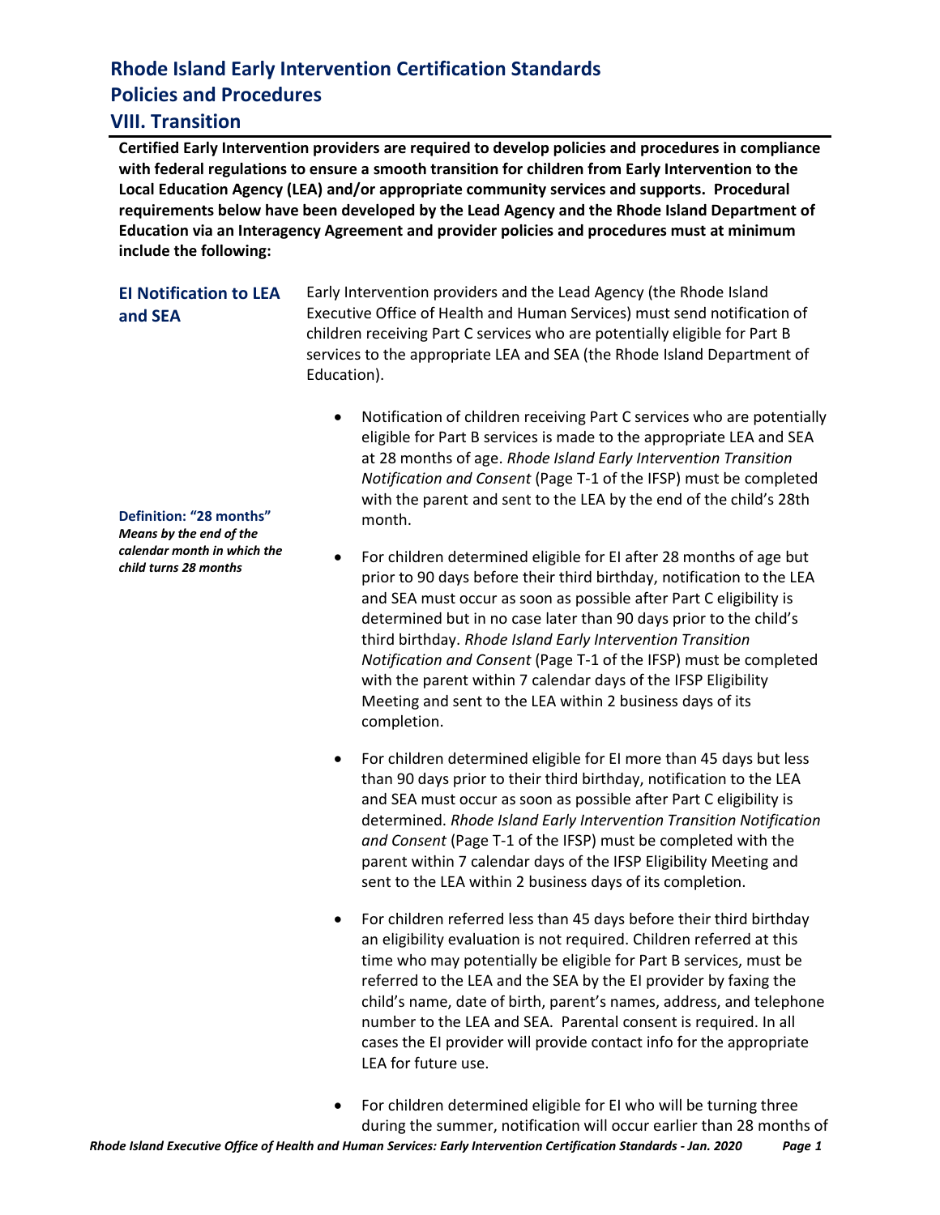# Rhode Island Early Intervention Certification Standards
# Policies and Procedures
## VIII. Transition

**Certified Early Intervention providers are required to develop policies and procedures in compliance with federal regulations to ensure a smooth transition for children from Early Intervention to the Local Education Agency (LEA) and/or appropriate community services and supports. Procedural requirements below have been developed by the Lead Agency and the Rhode Island Department of Education via an Interagency Agreement and provider policies and procedures must at minimum include the following:**

### EI Notification to LEA and SEA

Early Intervention providers and the Lead Agency (the Rhode Island Executive Office of Health and Human Services) must send notification of children receiving Part C services who are potentially eligible for Part B services to the appropriate LEA and SEA (the Rhode Island Department of Education).

- Notification of children receiving Part C services who are potentially eligible for Part B services is made to the appropriate LEA and SEA at 28 months of age. *Rhode Island Early Intervention Transition Notification and Consent* (Page T-1 of the IFSP) must be completed with the parent and sent to the LEA by the end of the child's 28th month.

**Definition: "28 months"** ***Means by the end of the calendar month in which the child turns 28 months***

- For children determined eligible for EI after 28 months of age but prior to 90 days before their third birthday, notification to the LEA and SEA must occur as soon as possible after Part C eligibility is determined but in no case later than 90 days prior to the child's third birthday. *Rhode Island Early Intervention Transition Notification and Consent* (Page T-1 of the IFSP) must be completed with the parent within 7 calendar days of the IFSP Eligibility Meeting and sent to the LEA within 2 business days of its completion.

- For children determined eligible for EI more than 45 days but less than 90 days prior to their third birthday, notification to the LEA and SEA must occur as soon as possible after Part C eligibility is determined. *Rhode Island Early Intervention Transition Notification and Consent* (Page T-1 of the IFSP) must be completed with the parent within 7 calendar days of the IFSP Eligibility Meeting and sent to the LEA within 2 business days of its completion.

- For children referred less than 45 days before their third birthday an eligibility evaluation is not required. Children referred at this time who may potentially be eligible for Part B services, must be referred to the LEA and the SEA by the EI provider by faxing the child's name, date of birth, parent's names, address, and telephone number to the LEA and SEA. Parental consent is required. In all cases the EI provider will provide contact info for the appropriate LEA for future use.

- For children determined eligible for EI who will be turning three during the summer, notification will occur earlier than 28 months of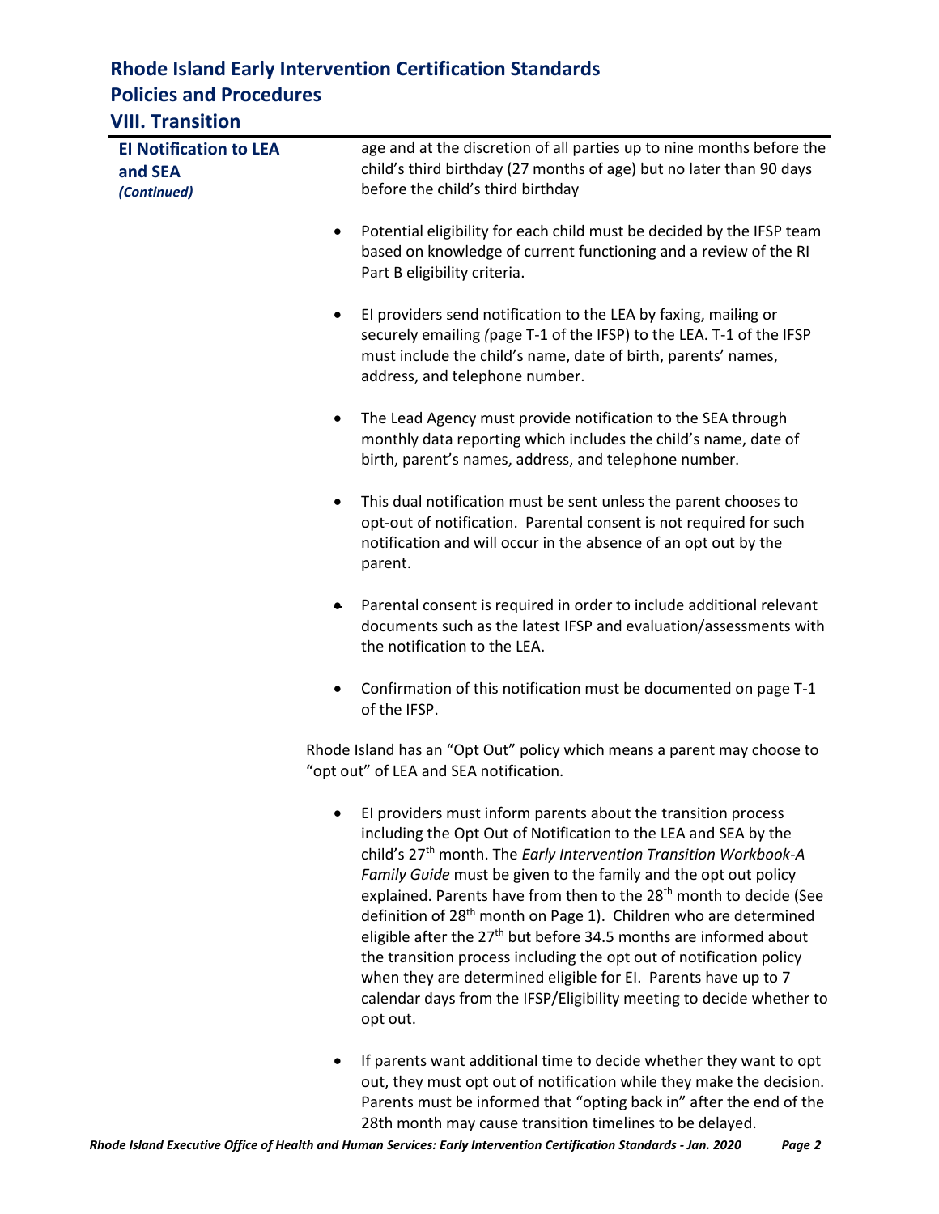**EI Notification to LEA and SEA** *(Continued)*

age and at the discretion of all parties up to nine months before the child's third birthday (27 months of age) but no later than 90 days before the child's third birthday

- Potential eligibility for each child must be decided by the IFSP team based on knowledge of current functioning and a review of the RI Part B eligibility criteria.
- EI providers send notification to the LEA by faxing, mailing or securely emailing *(*page T-1 of the IFSP) to the LEA. T-1 of the IFSP must include the child's name, date of birth, parents' names, address, and telephone number.
- The Lead Agency must provide notification to the SEA through monthly data reporting which includes the child's name, date of birth, parent's names, address, and telephone number.
- This dual notification must be sent unless the parent chooses to opt-out of notification. Parental consent is not required for such notification and will occur in the absence of an opt out by the parent.
- Parental consent is required in order to include additional relevant documents such as the latest IFSP and evaluation/assessments with the notification to the LEA.
- Confirmation of this notification must be documented on page T-1 of the IFSP.

Rhode Island has an "Opt Out" policy which means a parent may choose to "opt out" of LEA and SEA notification.

- EI providers must inform parents about the transition process including the Opt Out of Notification to the LEA and SEA by the child's 27th month. The *Early Intervention Transition Workbook-A Family Guide* must be given to the family and the opt out policy explained. Parents have from then to the 28th month to decide (See definition of 28th month on Page 1). Children who are determined eligible after the 27th but before 34.5 months are informed about the transition process including the opt out of notification policy when they are determined eligible for EI. Parents have up to 7 calendar days from the IFSP/Eligibility meeting to decide whether to opt out.
- If parents want additional time to decide whether they want to opt out, they must opt out of notification while they make the decision. Parents must be informed that "opting back in" after the end of the 28th month may cause transition timelines to be delayed.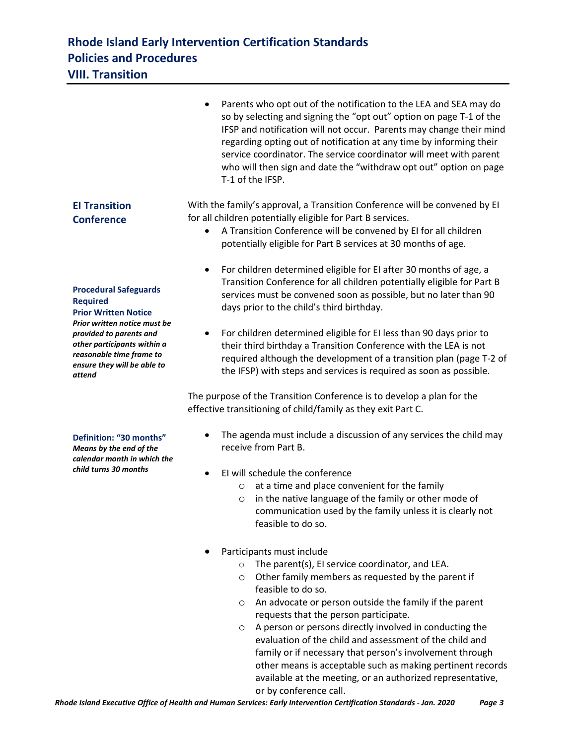- Parents who opt out of the notification to the LEA and SEA may do so by selecting and signing the "opt out" option on page T-1 of the IFSP and notification will not occur. Parents may change their mind regarding opting out of notification at any time by informing their service coordinator. The service coordinator will meet with parent who will then sign and date the "withdraw opt out" option on page T-1 of the IFSP.

### EI Transition Conference

With the family's approval, a Transition Conference will be convened by EI for all children potentially eligible for Part B services.

- A Transition Conference will be convened by EI for all children potentially eligible for Part B services at 30 months of age.

- For children determined eligible for EI after 30 months of age, a Transition Conference for all children potentially eligible for Part B services must be convened soon as possible, but no later than 90 days prior to the child's third birthday.

- For children determined eligible for EI less than 90 days prior to their third birthday a Transition Conference with the LEA is not required although the development of a transition plan (page T-2 of the IFSP) with steps and services is required as soon as possible.

**Procedural Safeguards Required**
**Prior Written Notice**
***Prior written notice must be provided to parents and other participants within a reasonable time frame to ensure they will be able to attend***

The purpose of the Transition Conference is to develop a plan for the effective transitioning of child/family as they exit Part C.

**Definition: "30 months"**
***Means by the end of the calendar month in which the child turns 30 months***

- The agenda must include a discussion of any services the child may receive from Part B.

- EI will schedule the conference
  - at a time and place convenient for the family
  - in the native language of the family or other mode of communication used by the family unless it is clearly not feasible to do so.

- Participants must include
  - The parent(s), EI service coordinator, and LEA.
  - Other family members as requested by the parent if feasible to do so.
  - An advocate or person outside the family if the parent requests that the person participate.
  - A person or persons directly involved in conducting the evaluation of the child and assessment of the child and family or if necessary that person's involvement through other means is acceptable such as making pertinent records available at the meeting, or an authorized representative, or by conference call.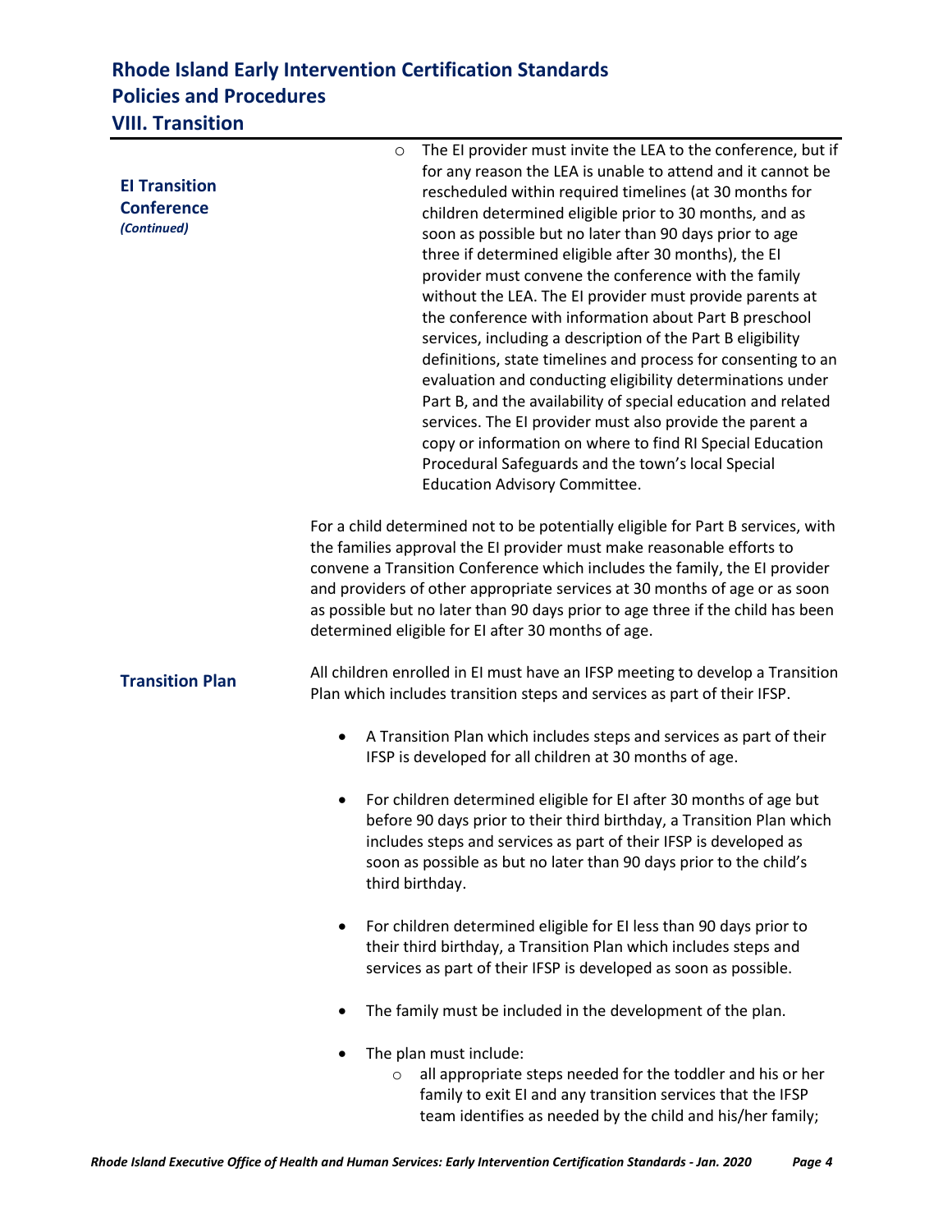**EI Transition Conference** *(Continued)*

- The EI provider must invite the LEA to the conference, but if for any reason the LEA is unable to attend and it cannot be rescheduled within required timelines (at 30 months for children determined eligible prior to 30 months, and as soon as possible but no later than 90 days prior to age three if determined eligible after 30 months), the EI provider must convene the conference with the family without the LEA. The EI provider must provide parents at the conference with information about Part B preschool services, including a description of the Part B eligibility definitions, state timelines and process for consenting to an evaluation and conducting eligibility determinations under Part B, and the availability of special education and related services. The EI provider must also provide the parent a copy or information on where to find RI Special Education Procedural Safeguards and the town's local Special Education Advisory Committee.

For a child determined not to be potentially eligible for Part B services, with the families approval the EI provider must make reasonable efforts to convene a Transition Conference which includes the family, the EI provider and providers of other appropriate services at 30 months of age or as soon as possible but no later than 90 days prior to age three if the child has been determined eligible for EI after 30 months of age.

**Transition Plan**

All children enrolled in EI must have an IFSP meeting to develop a Transition Plan which includes transition steps and services as part of their IFSP.

- A Transition Plan which includes steps and services as part of their IFSP is developed for all children at 30 months of age.
- For children determined eligible for EI after 30 months of age but before 90 days prior to their third birthday, a Transition Plan which includes steps and services as part of their IFSP is developed as soon as possible as but no later than 90 days prior to the child's third birthday.
- For children determined eligible for EI less than 90 days prior to their third birthday, a Transition Plan which includes steps and services as part of their IFSP is developed as soon as possible.
- The family must be included in the development of the plan.
- The plan must include:
  - all appropriate steps needed for the toddler and his or her family to exit EI and any transition services that the IFSP team identifies as needed by the child and his/her family;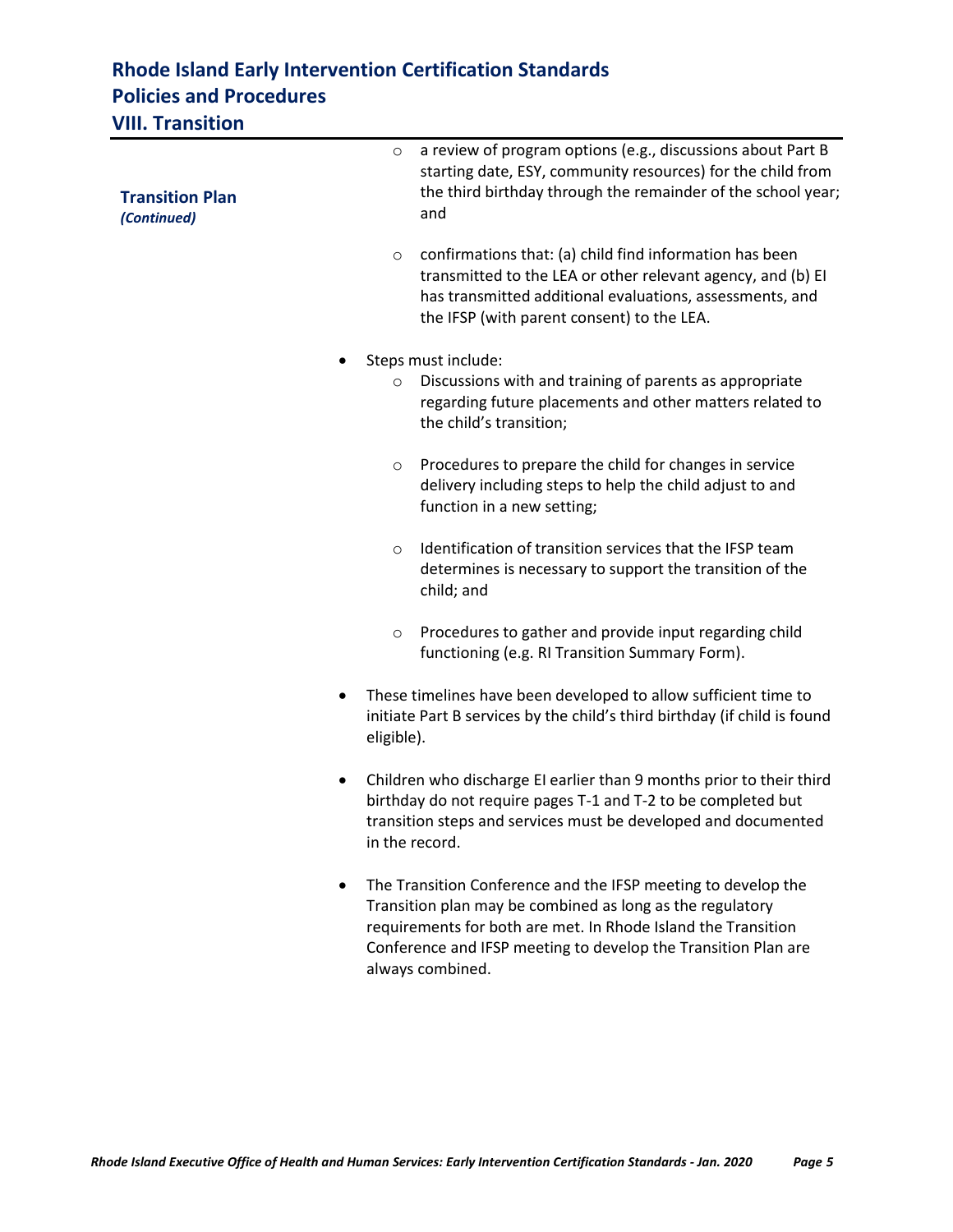# Rhode Island Early Intervention Certification Standards
## Policies and Procedures
## VIII. Transition

**Transition Plan** *(Continued)*

- a review of program options (e.g., discussions about Part B starting date, ESY, community resources) for the child from the third birthday through the remainder of the school year; and
- confirmations that: (a) child find information has been transmitted to the LEA or other relevant agency, and (b) EI has transmitted additional evaluations, assessments, and the IFSP (with parent consent) to the LEA.

- Steps must include:
  - Discussions with and training of parents as appropriate regarding future placements and other matters related to the child's transition;
  - Procedures to prepare the child for changes in service delivery including steps to help the child adjust to and function in a new setting;
  - Identification of transition services that the IFSP team determines is necessary to support the transition of the child; and
  - Procedures to gather and provide input regarding child functioning (e.g. RI Transition Summary Form).

- These timelines have been developed to allow sufficient time to initiate Part B services by the child's third birthday (if child is found eligible).

- Children who discharge EI earlier than 9 months prior to their third birthday do not require pages T-1 and T-2 to be completed but transition steps and services must be developed and documented in the record.

- The Transition Conference and the IFSP meeting to develop the Transition plan may be combined as long as the regulatory requirements for both are met. In Rhode Island the Transition Conference and IFSP meeting to develop the Transition Plan are always combined.